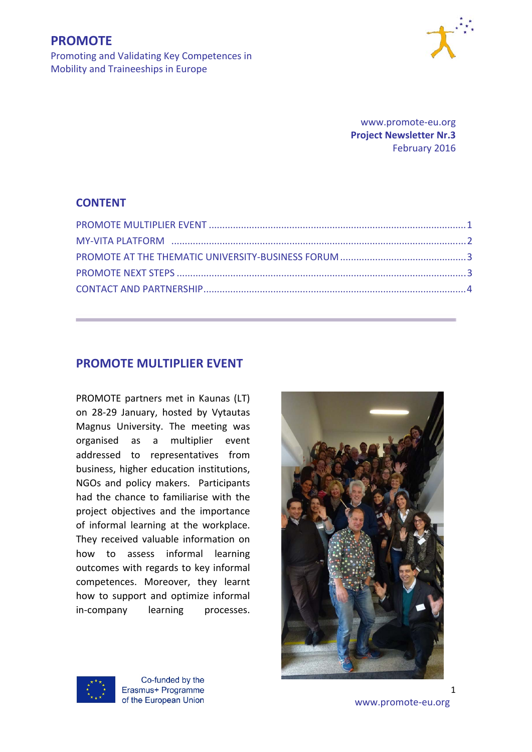# PROMOTE

Promoting and Validating Key Competences in Mobility and Traineeships in Europe

www.promote-eu.org
**Project Newsletter Nr.3**
February 2016

## CONTENT

PROMOTE MULTIPLIER EVENT ............................................ 1
MY-VITA PLATFORM ............................................ 2
PROMOTE AT THE THEMATIC UNIVERSITY-BUSINESS FORUM ............................................ 3
PROMOTE NEXT STEPS ............................................ 3
CONTACT AND PARTNERSHIP ............................................ 4

## PROMOTE MULTIPLIER EVENT

PROMOTE partners met in Kaunas (LT) on 28-29 January, hosted by Vytautas Magnus University. The meeting was organised as a multiplier event addressed to representatives from business, higher education institutions, NGOs and policy makers. Participants had the chance to familiarise with the project objectives and the importance of informal learning at the workplace. They received valuable information on how to assess informal learning outcomes with regards to key informal competences. Moreover, they learnt how to support and optimize informal in-company learning processes.

Co-funded by the Erasmus+ Programme of the European Union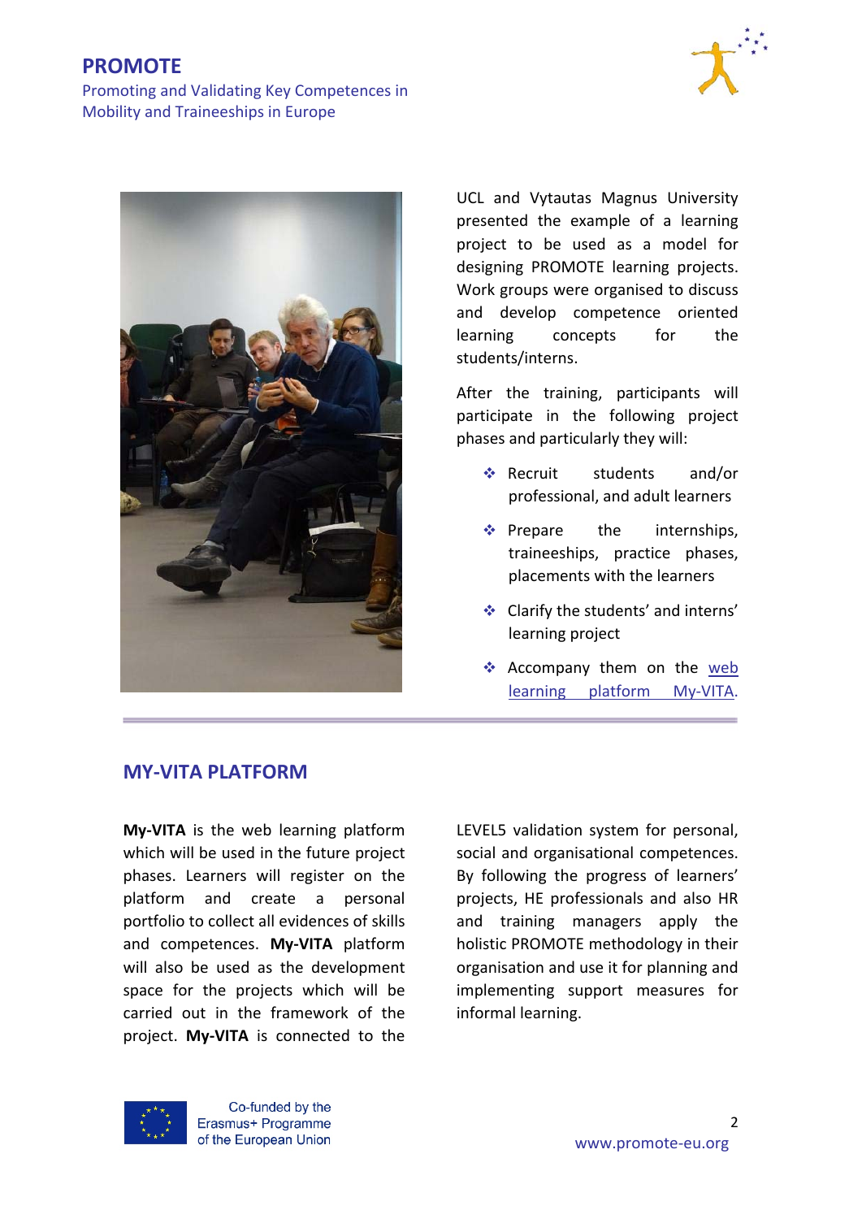UCL and Vytautas Magnus University presented the example of a learning project to be used as a model for designing PROMOTE learning projects. Work groups were organised to discuss and develop competence oriented learning concepts for the students/interns.

After the training, participants will participate in the following project phases and particularly they will:

- Recruit students and/or professional, and adult learners
- Prepare the internships, traineeships, practice phases, placements with the learners
- Clarify the students' and interns' learning project
- Accompany them on the web learning platform My-VITA.

## MY-VITA PLATFORM

**My-VITA** is the web learning platform which will be used in the future project phases. Learners will register on the platform and create a personal portfolio to collect all evidences of skills and competences. **My-VITA** platform will also be used as the development space for the projects which will be carried out in the framework of the project. **My-VITA** is connected to the LEVEL5 validation system for personal, social and organisational competences. By following the progress of learners' projects, HE professionals and also HR and training managers apply the holistic PROMOTE methodology in their organisation and use it for planning and implementing support measures for informal learning.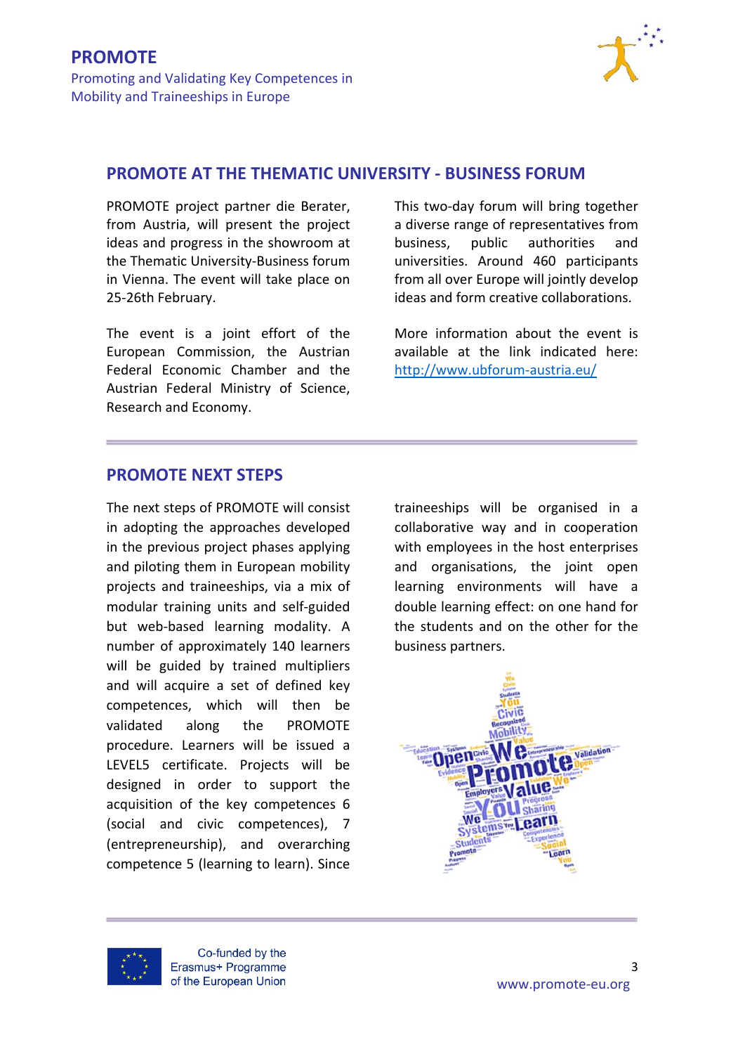## PROMOTE AT THE THEMATIC UNIVERSITY - BUSINESS FORUM

PROMOTE project partner die Berater, from Austria, will present the project ideas and progress in the showroom at the Thematic University-Business forum in Vienna. The event will take place on 25-26th February.

The event is a joint effort of the European Commission, the Austrian Federal Economic Chamber and the Austrian Federal Ministry of Science, Research and Economy.

This two-day forum will bring together a diverse range of representatives from business, public authorities and universities. Around 460 participants from all over Europe will jointly develop ideas and form creative collaborations.

More information about the event is available at the link indicated here: http://www.ubforum-austria.eu/

## PROMOTE NEXT STEPS

The next steps of PROMOTE will consist in adopting the approaches developed in the previous project phases applying and piloting them in European mobility projects and traineeships, via a mix of modular training units and self-guided but web-based learning modality. A number of approximately 140 learners will be guided by trained multipliers and will acquire a set of defined key competences, which will then be validated along the PROMOTE procedure. Learners will be issued a LEVEL5 certificate. Projects will be designed in order to support the acquisition of the key competences 6 (social and civic competences), 7 (entrepreneurship), and overarching competence 5 (learning to learn). Since traineeships will be organised in a collaborative way and in cooperation with employees in the host enterprises and organisations, the joint open learning environments will have a double learning effect: on one hand for the students and on the other for the business partners.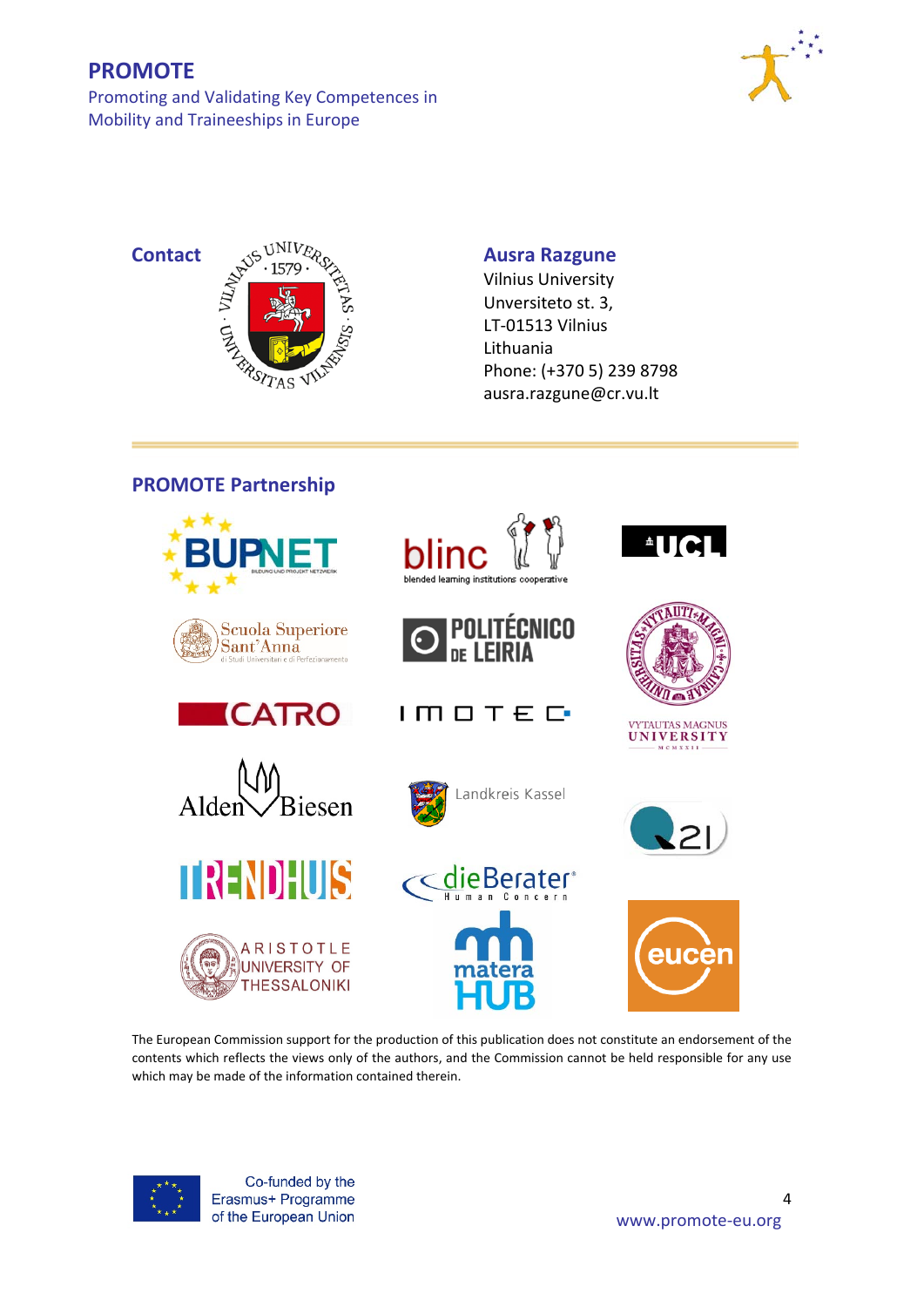**Contact**

**Ausra Razgune**
Vilnius University
Unversiteto st. 3,
LT-01513 Vilnius
Lithuania
Phone: (+370 5) 239 8798
ausra.razgune@cr.vu.lt

## PROMOTE Partnership

The European Commission support for the production of this publication does not constitute an endorsement of the contents which reflects the views only of the authors, and the Commission cannot be held responsible for any use which may be made of the information contained therein.

Co-funded by the Erasmus+ Programme of the European Union

www.promote-eu.org